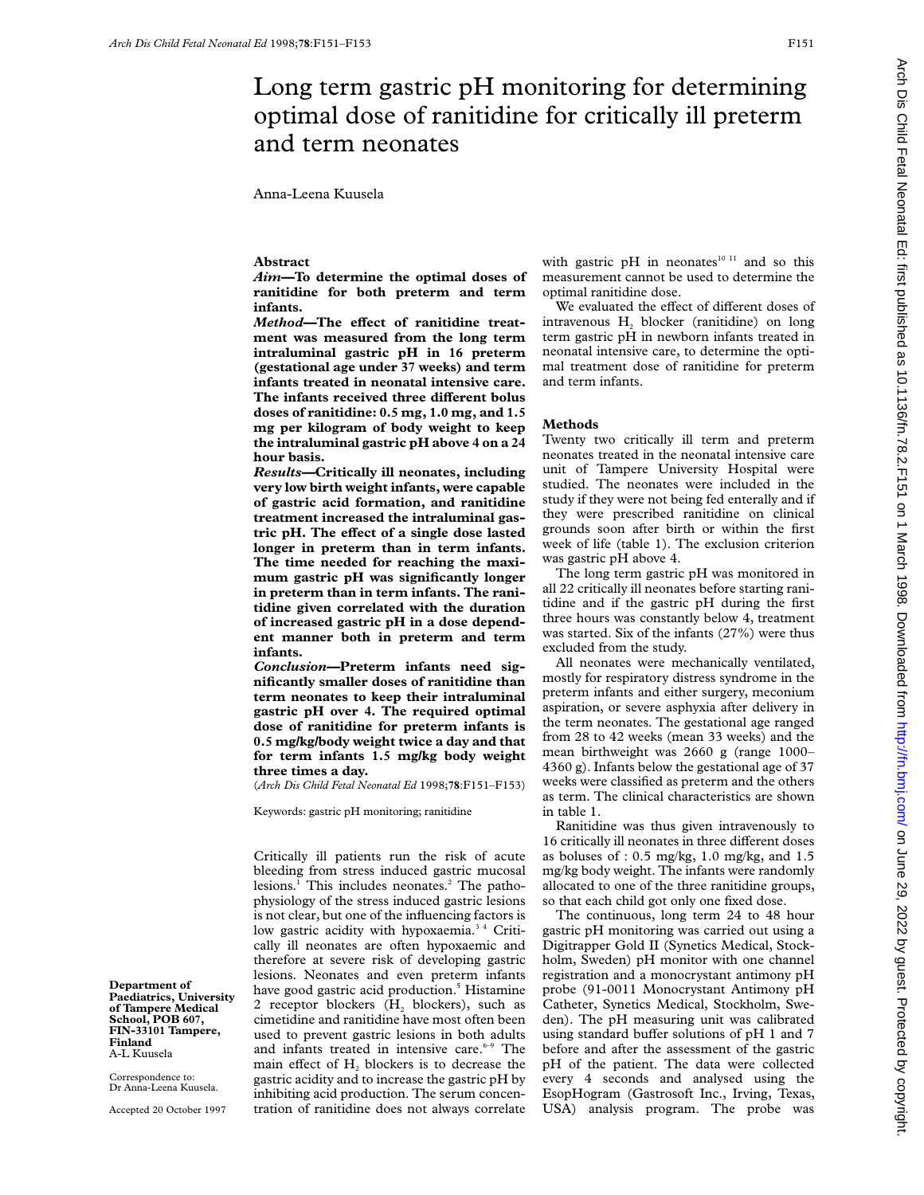# Long term gastric pH monitoring for determining optimal dose of ranitidine for critically ill preterm and term neonates

Anna-Leena Kuusela

## Abstract

***Aim*—To determine the optimal doses of ranitidine for both preterm and term infants.**

***Method*—The effect of ranitidine treatment was measured from the long term intraluminal gastric pH in 16 preterm (gestational age under 37 weeks) and term infants treated in neonatal intensive care. The infants received three different bolus doses of ranitidine: 0.5 mg, 1.0 mg, and 1.5 mg per kilogram of body weight to keep the intraluminal gastric pH above 4 on a 24 hour basis.**

***Results*—Critically ill neonates, including very low birth weight infants, were capable of gastric acid formation, and ranitidine treatment increased the intraluminal gastric pH. The effect of a single dose lasted longer in preterm than in term infants. The time needed for reaching the maximum gastric pH was significantly longer in preterm than in term infants. The ranitidine given correlated with the duration of increased gastric pH in a dose dependent manner both in preterm and term infants.**

***Conclusion*—Preterm infants need significantly smaller doses of ranitidine than term neonates to keep their intraluminal gastric pH over 4. The required optimal dose of ranitidine for preterm infants is 0.5 mg/kg/body weight twice a day and that for term infants 1.5 mg/kg body weight three times a day.**

(*Arch Dis Child Fetal Neonatal Ed* 1998;**78**:F151–F153)

Keywords: gastric pH monitoring; ranitidine

Critically ill patients run the risk of acute bleeding from stress induced gastric mucosal lesions.[1] This includes neonates.[2] The pathophysiology of the stress induced gastric lesions is not clear, but one of the influencing factors is low gastric acidity with hypoxaemia.[3,4] Critically ill neonates are often hypoxaemic and therefore at severe risk of developing gastric lesions. Neonates and even preterm infants have good gastric acid production.[5] Histamine 2 receptor blockers ($H_2$ blockers), such as cimetidine and ranitidine have most often been used to prevent gastric lesions in both adults and infants treated in intensive care.[6–9] The main effect of $H_2$ blockers is to decrease the gastric acidity and to increase the gastric pH by inhibiting acid production. The serum concentration of ranitidine does not always correlate with gastric pH in neonates[10,11] and so this measurement cannot be used to determine the optimal ranitidine dose.

We evaluated the effect of different doses of intravenous $H_2$ blocker (ranitidine) on long term gastric pH in newborn infants treated in neonatal intensive care, to determine the optimal treatment dose of ranitidine for preterm and term infants.

## Methods

Twenty two critically ill term and preterm neonates treated in the neonatal intensive care unit of Tampere University Hospital were studied. The neonates were included in the study if they were not being fed enterally and if they were prescribed ranitidine on clinical grounds soon after birth or within the first week of life (table 1). The exclusion criterion was gastric pH above 4.

The long term gastric pH was monitored in all 22 critically ill neonates before starting ranitidine and if the gastric pH during the first three hours was constantly below 4, treatment was started. Six of the infants (27%) were thus excluded from the study.

All neonates were mechanically ventilated, mostly for respiratory distress syndrome in the preterm infants and either surgery, meconium aspiration, or severe asphyxia after delivery in the term neonates. The gestational age ranged from 28 to 42 weeks (mean 33 weeks) and the mean birthweight was 2660 g (range 1000–4360 g). Infants below the gestational age of 37 weeks were classified as preterm and the others as term. The clinical characteristics are shown in table 1.

Ranitidine was thus given intravenously to 16 critically ill neonates in three different doses as boluses of : 0.5 mg/kg, 1.0 mg/kg, and 1.5 mg/kg body weight. The infants were randomly allocated to one of the three ranitidine groups, so that each child got only one fixed dose.

The continuous, long term 24 to 48 hour gastric pH monitoring was carried out using a Digitrapper Gold II (Synetics Medical, Stockholm, Sweden) pH monitor with one channel registration and a monocrystant antimony pH probe (91-0011 Monocrystant Antimony pH Catheter, Synetics Medical, Stockholm, Sweden). The pH measuring unit was calibrated using standard buffer solutions of pH 1 and 7 before and after the assessment of the gastric pH of the patient. The data were collected every 4 seconds and analysed using the EsopHogram (Gastrosoft Inc., Irving, Texas, USA) analysis program. The probe was

Department of Paediatrics, University of Tampere Medical School, POB 607, FIN-33101 Tampere, Finland
A-L Kuusela

Correspondence to:
Dr Anna-Leena Kuusela.

Accepted 20 October 1997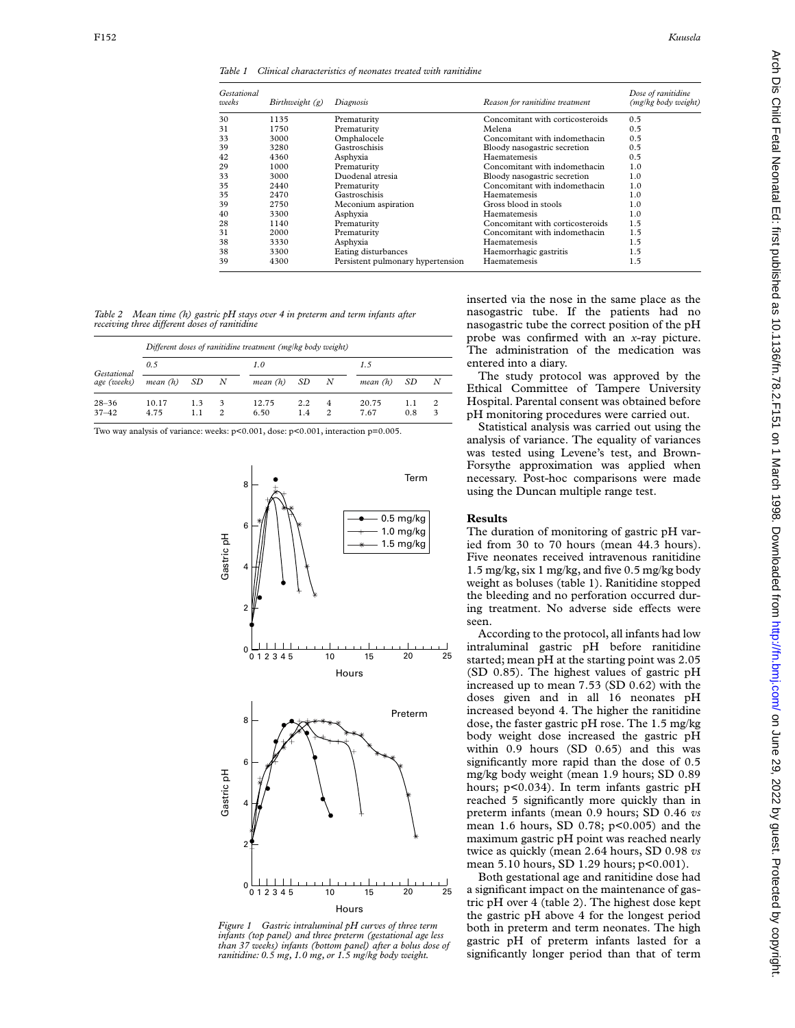*Table 1 Clinical characteristics of neonates treated with ranitidine*

| Gestational weeks | Birthweight (g) | Diagnosis | Reason for ranitidine treatment | Dose of ranitidine (mg/kg body weight) |
|---|---|---|---|---|
| 30 | 1135 | Prematurity | Concomitant with corticosteroids | 0.5 |
| 31 | 1750 | Prematurity | Melena | 0.5 |
| 33 | 3000 | Omphalocele | Concomitant with indomethacin | 0.5 |
| 39 | 3280 | Gastroschisis | Bloody nasogastric secretion | 0.5 |
| 42 | 4360 | Asphyxia | Haematemesis | 0.5 |
| 29 | 1000 | Prematurity | Concomitant with indomethacin | 1.0 |
| 33 | 3000 | Duodenal atresia | Bloody nasogastric secretion | 1.0 |
| 35 | 2440 | Prematurity | Concomitant with indomethacin | 1.0 |
| 35 | 2470 | Gastroschisis | Haematemesis | 1.0 |
| 39 | 2750 | Meconium aspiration | Gross blood in stools | 1.0 |
| 40 | 3300 | Asphyxia | Haematemesis | 1.0 |
| 28 | 1140 | Prematurity | Concomitant with corticosteroids | 1.5 |
| 31 | 2000 | Prematurity | Concomitant with indomethacin | 1.5 |
| 38 | 3330 | Asphyxia | Haematemesis | 1.5 |
| 38 | 3300 | Eating disturbances | Haemorrhagic gastritis | 1.5 |
| 39 | 4300 | Persistent pulmonary hypertension | Haematemesis | 1.5 |

*Table 2 Mean time (h) gastric pH stays over 4 in preterm and term infants after receiving three different doses of ranitidine*

| | Different doses of ranitidine treatment (mg/kg body weight) | | | | | | | | |
|---|---|---|---|---|---|---|---|---|---|
| | 0.5 | | | 1.0 | | | 1.5 | | |
| Gestational age (weeks) | mean (h) | SD | N | mean (h) | SD | N | mean (h) | SD | N |
| 28–36 | 10.17 | 1.3 | 3 | 12.75 | 2.2 | 4 | 20.75 | 1.1 | 2 |
| 37–42 | 4.75 | 1.1 | 2 | 6.50 | 1.4 | 2 | 7.67 | 0.8 | 3 |

Two way analysis of variance: weeks: p<0.001, dose: p<0.001, interaction p=0.005.

*Figure 1 Gastric intraluminal pH curves of three term infants (top panel) and three preterm (gestational age less than 37 weeks) infants (bottom panel) after a bolus dose of ranitidine: 0.5 mg, 1.0 mg, or 1.5 mg/kg body weight.*

inserted via the nose in the same place as the nasogastric tube. If the patients had no nasogastric tube the correct position of the pH probe was confirmed with an *x*-ray picture. The administration of the medication was entered into a diary.

The study protocol was approved by the Ethical Committee of Tampere University Hospital. Parental consent was obtained before pH monitoring procedures were carried out.

Statistical analysis was carried out using the analysis of variance. The equality of variances was tested using Levene's test, and Brown-Forsythe approximation was applied when necessary. Post-hoc comparisons were made using the Duncan multiple range test.

## Results

The duration of monitoring of gastric pH varied from 30 to 70 hours (mean 44.3 hours). Five neonates received intravenous ranitidine 1.5 mg/kg, six 1 mg/kg, and five 0.5 mg/kg body weight as boluses (table 1). Ranitidine stopped the bleeding and no perforation occurred during treatment. No adverse side effects were seen.

According to the protocol, all infants had low intraluminal gastric pH before ranitidine started; mean pH at the starting point was 2.05 (SD 0.85). The highest values of gastric pH increased up to mean 7.53 (SD 0.62) with the doses given and in all 16 neonates pH increased beyond 4. The higher the ranitidine dose, the faster gastric pH rose. The 1.5 mg/kg body weight dose increased the gastric pH within 0.9 hours (SD 0.65) and this was significantly more rapid than the dose of 0.5 mg/kg body weight (mean 1.9 hours; SD 0.89 hours; p<0.034). In term infants gastric pH reached 5 significantly more quickly than in preterm infants (mean 0.9 hours; SD 0.46 *vs* mean 1.6 hours, SD 0.78; p<0.005) and the maximum gastric pH point was reached nearly twice as quickly (mean 2.64 hours, SD 0.98 *vs* mean 5.10 hours, SD 1.29 hours; p<0.001).

Both gestational age and ranitidine dose had a significant impact on the maintenance of gastric pH over 4 (table 2). The highest dose kept the gastric pH above 4 for the longest period both in preterm and term neonates. The high gastric pH of preterm infants lasted for a significantly longer period than that of term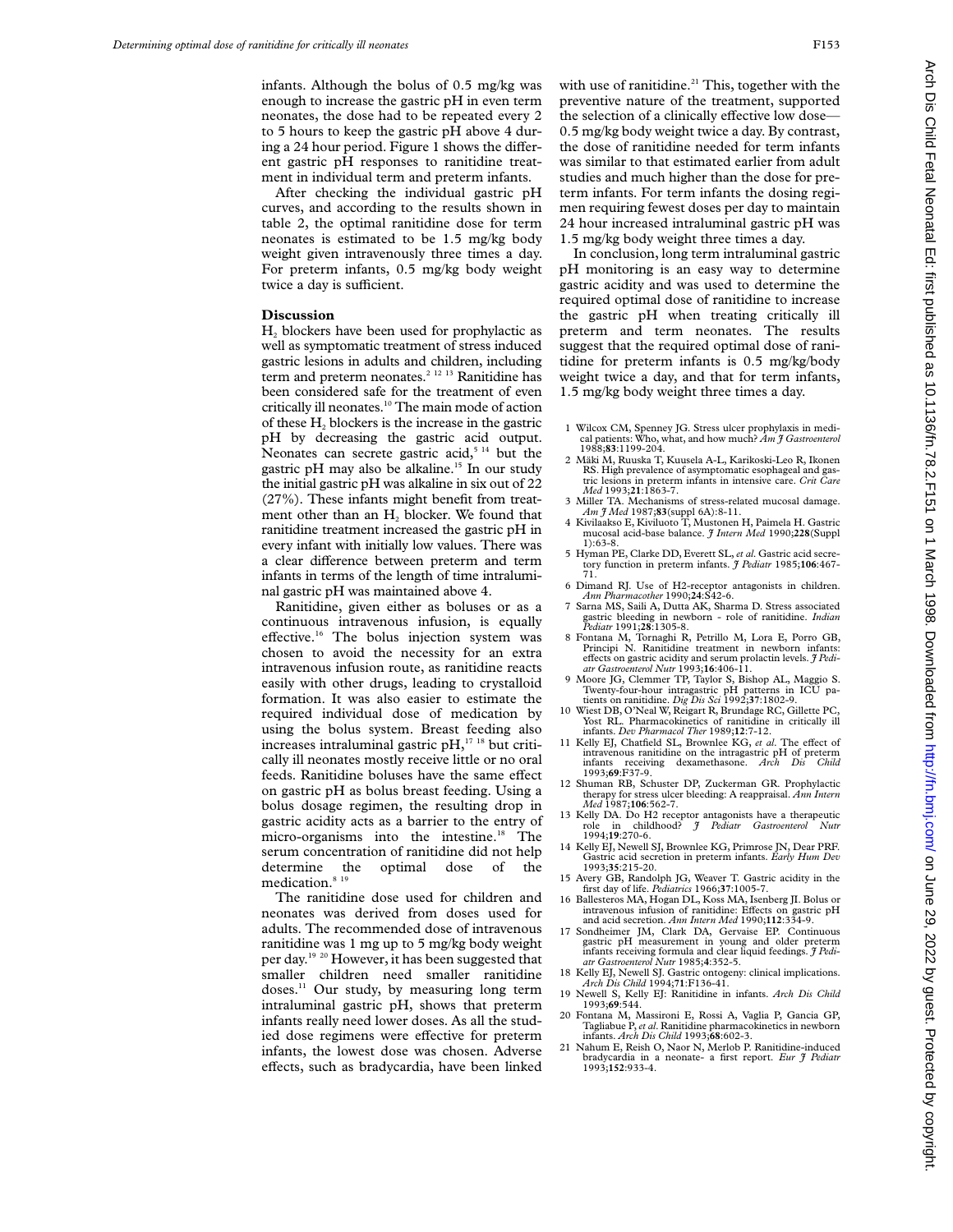infants. Although the bolus of 0.5 mg/kg was enough to increase the gastric pH in even term neonates, the dose had to be repeated every 2 to 5 hours to keep the gastric pH above 4 during a 24 hour period. Figure 1 shows the different gastric pH responses to ranitidine treatment in individual term and preterm infants.

After checking the individual gastric pH curves, and according to the results shown in table 2, the optimal ranitidine dose for term neonates is estimated to be 1.5 mg/kg body weight given intravenously three times a day. For preterm infants, 0.5 mg/kg body weight twice a day is sufficient.

## Discussion

$H_2$ blockers have been used for prophylactic as well as symptomatic treatment of stress induced gastric lesions in adults and children, including term and preterm neonates.[2 12 13] Ranitidine has been considered safe for the treatment of even critically ill neonates.[10] The main mode of action of these $H_2$ blockers is the increase in the gastric pH by decreasing the gastric acid output. Neonates can secrete gastric acid,[5 14] but the gastric pH may also be alkaline.[15] In our study the initial gastric pH was alkaline in six out of 22 (27%). These infants might benefit from treatment other than an $H_2$ blocker. We found that ranitidine treatment increased the gastric pH in every infant with initially low values. There was a clear difference between preterm and term infants in terms of the length of time intraluminal gastric pH was maintained above 4.

Ranitidine, given either as boluses or as a continuous intravenous infusion, is equally effective.[16] The bolus injection system was chosen to avoid the necessity for an extra intravenous infusion route, as ranitidine reacts easily with other drugs, leading to crystalloid formation. It was also easier to estimate the required individual dose of medication by using the bolus system. Breast feeding also increases intraluminal gastric pH,[17 18] but critically ill neonates mostly receive little or no oral feeds. Ranitidine boluses have the same effect on gastric pH as bolus breast feeding. Using a bolus dosage regimen, the resulting drop in gastric acidity acts as a barrier to the entry of micro-organisms into the intestine.[18] The serum concentration of ranitidine did not help determine the optimal dose of the medication.[8 19]

The ranitidine dose used for children and neonates was derived from doses used for adults. The recommended dose of intravenous ranitidine was 1 mg up to 5 mg/kg body weight per day.[19 20] However, it has been suggested that smaller children need smaller ranitidine doses.[11] Our study, by measuring long term intraluminal gastric pH, shows that preterm infants really need lower doses. As all the studied dose regimens were effective for preterm infants, the lowest dose was chosen. Adverse effects, such as bradycardia, have been linked with use of ranitidine.[21] This, together with the preventive nature of the treatment, supported the selection of a clinically effective low dose—0.5 mg/kg body weight twice a day. By contrast, the dose of ranitidine needed for term infants was similar to that estimated earlier from adult studies and much higher than the dose for preterm infants. For term infants the dosing regimen requiring fewest doses per day to maintain 24 hour increased intraluminal gastric pH was 1.5 mg/kg body weight three times a day.

In conclusion, long term intraluminal gastric pH monitoring is an easy way to determine gastric acidity and was used to determine the required optimal dose of ranitidine to increase the gastric pH when treating critically ill preterm and term neonates. The results suggest that the required optimal dose of ranitidine for preterm infants is 0.5 mg/kg/body weight twice a day, and that for term infants, 1.5 mg/kg body weight three times a day.

1. Wilcox CM, Spenney JG. Stress ulcer prophylaxis in medical patients: Who, what, and how much? *Am J Gastroenterol* 1988;**83**:1199-204.
2. Mäki M, Ruuska T, Kuusela A-L, Karikoski-Leo R, Ikonen RS. High prevalence of asymptomatic esophageal and gastric lesions in preterm infants in intensive care. *Crit Care Med* 1993;**21**:1863-7.
3. Miller TA. Mechanisms of stress-related mucosal damage. *Am J Med* 1987;**83**(suppl 6A):8-11.
4. Kivilaakso E, Kiviluoto T, Mustonen H, Paimela H. Gastric mucosal acid-base balance. *J Intern Med* 1990;**228**(Suppl 1):63-8.
5. Hyman PE, Clarke DD, Everett SL, *et al*. Gastric acid secretory function in preterm infants. *J Pediatr* 1985;**106**:467-71.
6. Dimand RJ. Use of H2-receptor antagonists in children. *Ann Pharmacother* 1990;**24**:S42-6.
7. Sarna MS, Saili A, Dutta AK, Sharma D. Stress associated gastric bleeding in newborn - role of ranitidine. *Indian Pediatr* 1991;**28**:1305-8.
8. Fontana M, Tornaghi R, Petrillo M, Lora E, Porro GB, Principi N. Ranitidine treatment in newborn infants: effects on gastric acidity and serum prolactin levels. *J Pediatr Gastroenterol Nutr* 1993;**16**:406-11.
9. Moore JG, Clemmer TP, Taylor S, Bishop AL, Maggio S. Twenty-four-hour intragastric pH patterns in ICU patients on ranitidine. *Dig Dis Sci* 1992;**37**:1802-9.
10. Wiest DB, O'Neal W, Reigart R, Brundage RC, Gillette PC, Yost RL. Pharmacokinetics of ranitidine in critically ill infants. *Dev Pharmacol Ther* 1989;**12**:7-12.
11. Kelly EJ, Chatfield SL, Brownlee KG, *et al*. The effect of intravenous ranitidine on the intragastric pH of preterm infants receiving dexamethasone. *Arch Dis Child* 1993;**69**:F37-9.
12. Shuman RB, Schuster DP, Zuckerman GR. Prophylactic therapy for stress ulcer bleeding: A reappraisal. *Ann Intern Med* 1987;**106**:562-7.
13. Kelly DA. Do H2 receptor antagonists have a therapeutic role in childhood? *J Pediatr Gastroenterol Nutr* 1994;**19**:270-6.
14. Kelly EJ, Newell SJ, Brownlee KG, Primrose JN, Dear PRF. Gastric acid secretion in preterm infants. *Early Hum Dev* 1993;**35**:215-20.
15. Avery GB, Randolph JG, Weaver T. Gastric acidity in the first day of life. *Pediatrics* 1966;**37**:1005-7.
16. Ballesteros MA, Hogan DL, Koss MA, Isenberg JI. Bolus or intravenous infusion of ranitidine: Effects on gastric pH and acid secretion. *Ann Intern Med* 1990;**112**:334-9.
17. Sondheimer JM, Clark DA, Gervaise EP. Continuous gastric pH measurement in young and older preterm infants receiving formula and clear liquid feedings. *J Pediatr Gastroenterol Nutr* 1985;**4**:352-5.
18. Kelly EJ, Newell SJ. Gastric ontogeny: clinical implications. *Arch Dis Child* 1994;**71**:F136-41.
19. Newell S, Kelly EJ: Ranitidine in infants. *Arch Dis Child* 1993;**69**:544.
20. Fontana M, Massironi E, Rossi A, Vaglia P, Gancia GP, Tagliabue P, *et al*. Ranitidine pharmacokinetics in newborn infants. *Arch Dis Child* 1993;**68**:602-3.
21. Nahum E, Reish O, Naor N, Merlob P. Ranitidine-induced bradycardia in a neonate- a first report. *Eur J Pediatr* 1993;**152**:933-4.